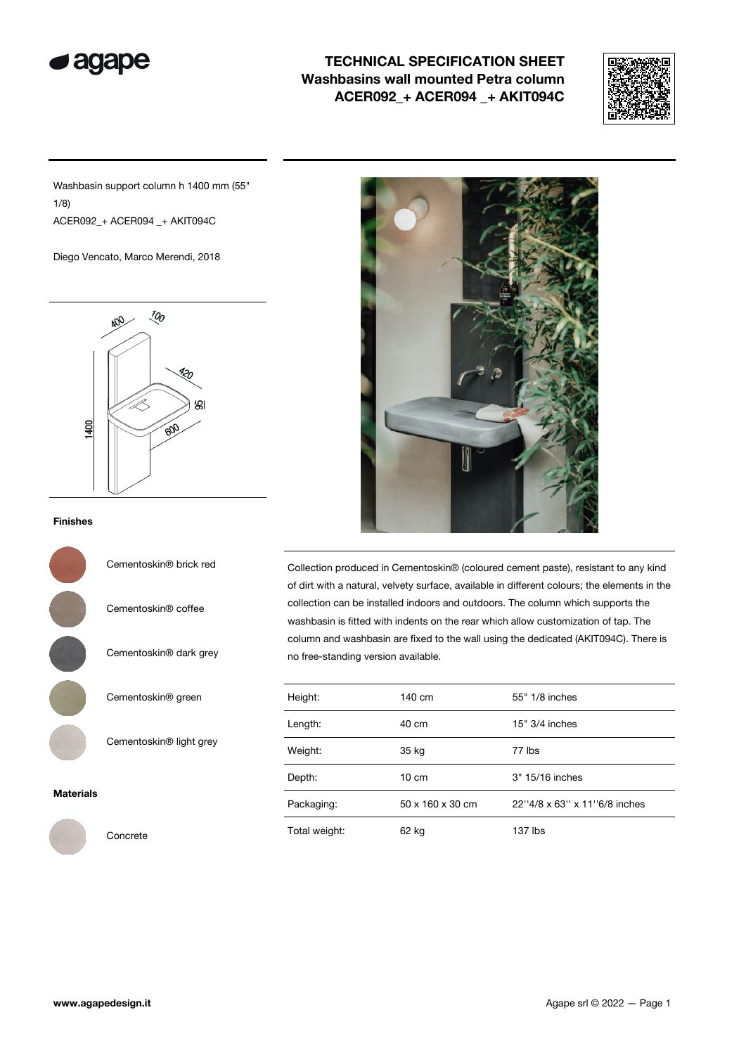# TECHNICAL SPECIFICATION SHEET
## Washbasins wall mounted Petra column
## ACER092_+ ACER094 _+ AKIT094C

Washbasin support column h 1400 mm (55" 1/8)
ACER092_+ ACER094 _+ AKIT094C

Diego Vencato, Marco Merendi, 2018

**Finishes**

- Cementoskin® brick red
- Cementoskin® coffee
- Cementoskin® dark grey
- Cementoskin® green
- Cementoskin® light grey

**Materials**

- Concrete

Collection produced in Cementoskin® (coloured cement paste), resistant to any kind of dirt with a natural, velvety surface, available in different colours; the elements in the collection can be installed indoors and outdoors. The column which supports the washbasin is fitted with indents on the rear which allow customization of tap. The column and washbasin are fixed to the wall using the dedicated (AKIT094C). There is no free-standing version available.

| | | |
|---|---|---|
| Height: | 140 cm | 55" 1/8 inches |
| Length: | 40 cm | 15" 3/4 inches |
| Weight: | 35 kg | 77 lbs |
| Depth: | 10 cm | 3" 15/16 inches |
| Packaging: | 50 x 160 x 30 cm | 22''4/8 x 63'' x 11''6/8 inches |
| Total weight: | 62 kg | 137 lbs |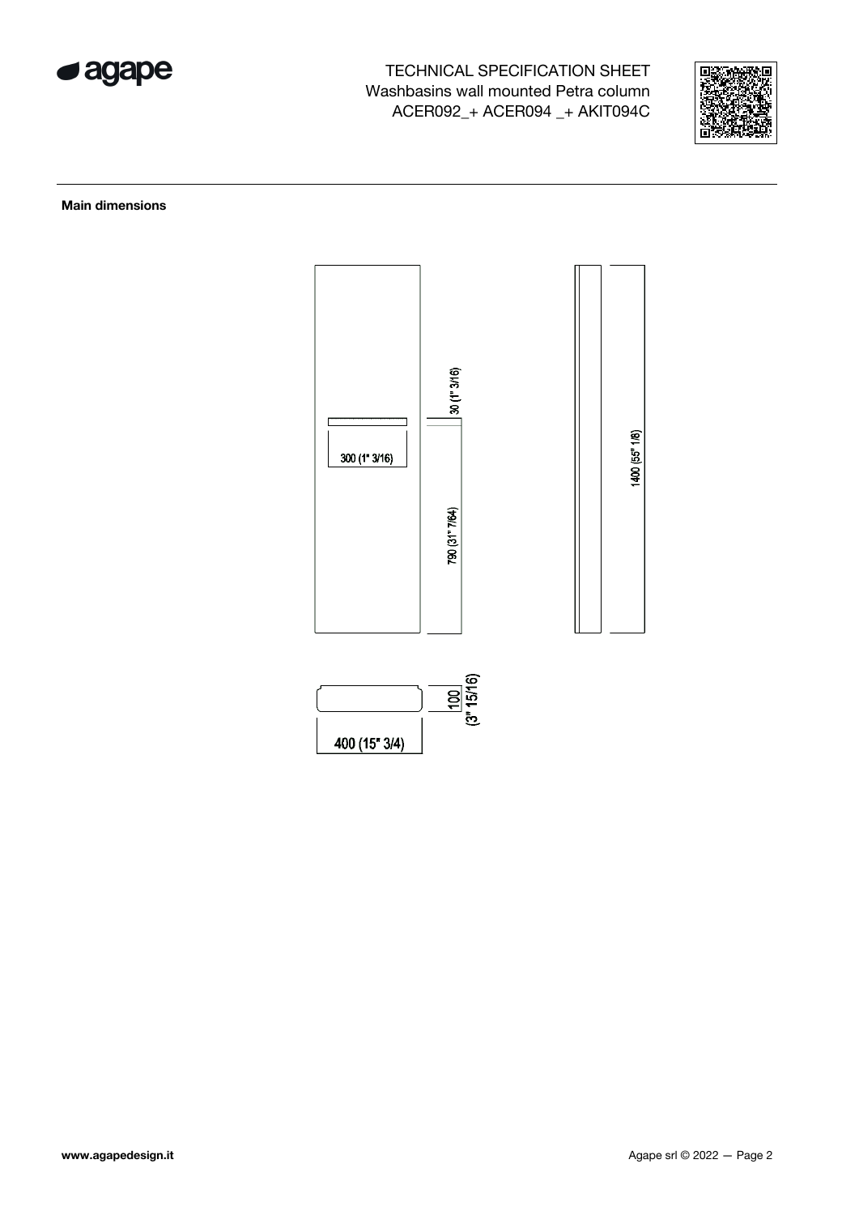# TECHNICAL SPECIFICATION SHEET
Washbasins wall mounted Petra column
ACER092_+ ACER094 _+ AKIT094C

**Main dimensions**

30 (1" 3/16)

300 (1" 3/16)

790 (31" 7/64)

1400 (55" 1/8)

100 (3" 15/16)

400 (15" 3/4)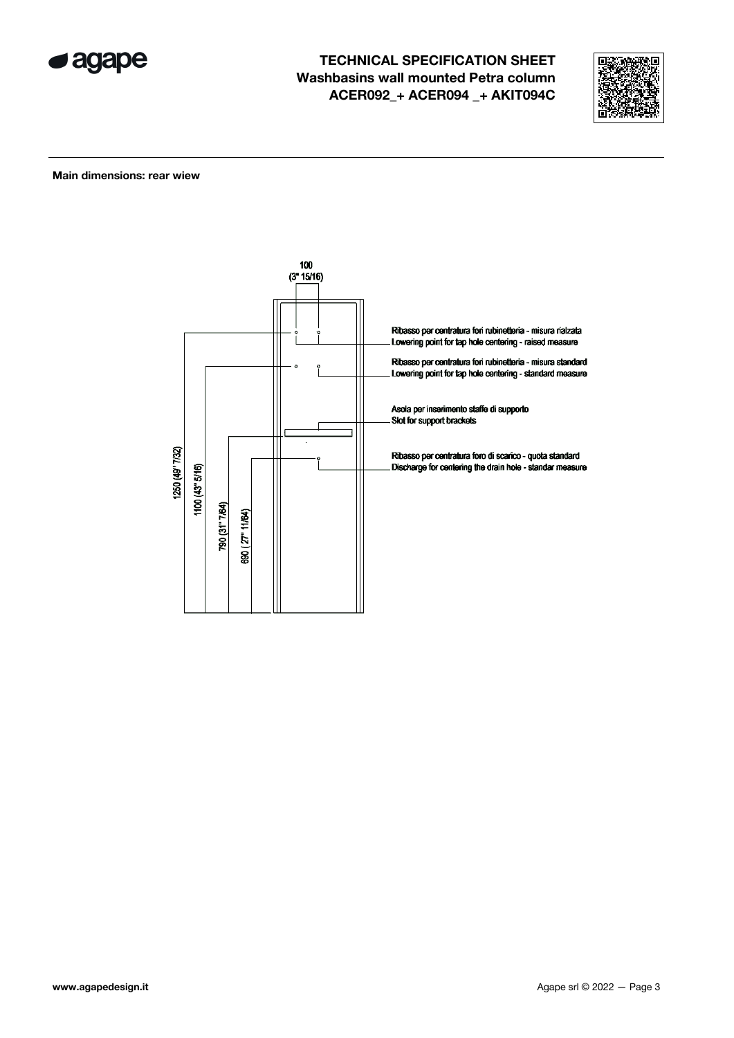**Main dimensions: rear wiew**

100
(3" 15/16)

Ribasso per centratura fori rubinetteria - misura rialzata
Lowering point for tap hole centering - raised measure

Ribasso per centratura fori rubinetteria - misura standard
Lowering point for tap hole centering - standard measure

Asola per inserimento staffe di supporto
Slot for support brackets

Ribasso per centratura foro di scarico - quota standard
Discharge for centering the drain hole - standar measure

1250 (49" 7/32)

1100 (43" 5/16)

790 (31" 7/64)

690 (27" 11/64)